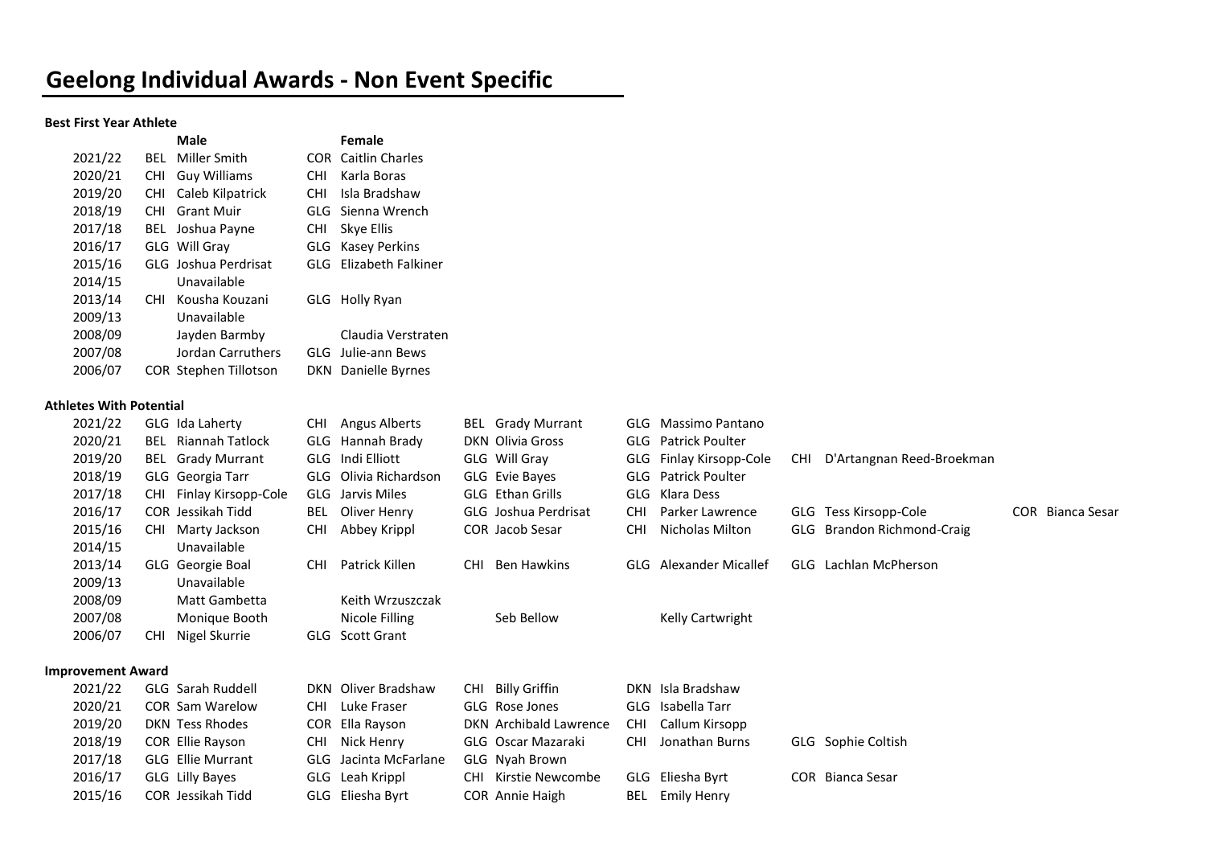# Geelong Individual Awards - Non Event Specific

**Best First Year Athlete**

| | | Male | | Female |
|---|---|---|---|---|
| 2021/22 | BEL | Miller Smith | COR | Caitlin Charles |
| 2020/21 | CHI | Guy Williams | CHI | Karla Boras |
| 2019/20 | CHI | Caleb Kilpatrick | CHI | Isla Bradshaw |
| 2018/19 | CHI | Grant Muir | GLG | Sienna Wrench |
| 2017/18 | BEL | Joshua Payne | CHI | Skye Ellis |
| 2016/17 | GLG | Will Gray | GLG | Kasey Perkins |
| 2015/16 | GLG | Joshua Perdrisat | GLG | Elizabeth Falkiner |
| 2014/15 | | Unavailable | | |
| 2013/14 | CHI | Kousha Kouzani | GLG | Holly Ryan |
| 2009/13 | | Unavailable | | |
| 2008/09 | | Jayden Barmby | | Claudia Verstraten |
| 2007/08 | | Jordan Carruthers | GLG | Julie-ann Bews |
| 2006/07 | COR | Stephen Tillotson | DKN | Danielle Byrnes |

**Athletes With Potential**

| | | | | | | | | | | | | |
|---|---|---|---|---|---|---|---|---|---|---|---|---|
| 2021/22 | GLG | Ida Laherty | CHI | Angus Alberts | BEL | Grady Murrant | GLG | Massimo Pantano | | | | |
| 2020/21 | BEL | Riannah Tatlock | GLG | Hannah Brady | DKN | Olivia Gross | GLG | Patrick Poulter | | | | |
| 2019/20 | BEL | Grady Murrant | GLG | Indi Elliott | GLG | Will Gray | GLG | Finlay Kirsopp-Cole | CHI | D'Artangnan Reed-Broekman | | |
| 2018/19 | GLG | Georgia Tarr | GLG | Olivia Richardson | GLG | Evie Bayes | GLG | Patrick Poulter | | | | |
| 2017/18 | CHI | Finlay Kirsopp-Cole | GLG | Jarvis Miles | GLG | Ethan Grills | GLG | Klara Dess | | | | |
| 2016/17 | COR | Jessikah Tidd | BEL | Oliver Henry | GLG | Joshua Perdrisat | CHI | Parker Lawrence | GLG | Tess Kirsopp-Cole | COR | Bianca Sesar |
| 2015/16 | CHI | Marty Jackson | CHI | Abbey Krippl | COR | Jacob Sesar | CHI | Nicholas Milton | GLG | Brandon Richmond-Craig | | |
| 2014/15 | | Unavailable | | | | | | | | | | |
| 2013/14 | GLG | Georgie Boal | CHI | Patrick Killen | CHI | Ben Hawkins | GLG | Alexander Micallef | GLG | Lachlan McPherson | | |
| 2009/13 | | Unavailable | | | | | | | | | | |
| 2008/09 | | Matt Gambetta | | Keith Wrzuszczak | | | | | | | | |
| 2007/08 | | Monique Booth | | Nicole Filling | | Seb Bellow | | Kelly Cartwright | | | | |
| 2006/07 | CHI | Nigel Skurrie | GLG | Scott Grant | | | | | | | | |

**Improvement Award**

| | | | | | | | | | | |
|---|---|---|---|---|---|---|---|---|---|---|
| 2021/22 | GLG | Sarah Ruddell | DKN | Oliver Bradshaw | CHI | Billy Griffin | DKN | Isla Bradshaw | | |
| 2020/21 | COR | Sam Warelow | CHI | Luke Fraser | GLG | Rose Jones | GLG | Isabella Tarr | | |
| 2019/20 | DKN | Tess Rhodes | COR | Ella Rayson | DKN | Archibald Lawrence | CHI | Callum Kirsopp | | |
| 2018/19 | COR | Ellie Rayson | CHI | Nick Henry | GLG | Oscar Mazaraki | CHI | Jonathan Burns | GLG | Sophie Coltish |
| 2017/18 | GLG | Ellie Murrant | GLG | Jacinta McFarlane | GLG | Nyah Brown | | | | |
| 2016/17 | GLG | Lilly Bayes | GLG | Leah Krippl | CHI | Kirstie Newcombe | GLG | Eliesha Byrt | COR | Bianca Sesar |
| 2015/16 | COR | Jessikah Tidd | GLG | Eliesha Byrt | COR | Annie Haigh | BEL | Emily Henry | | |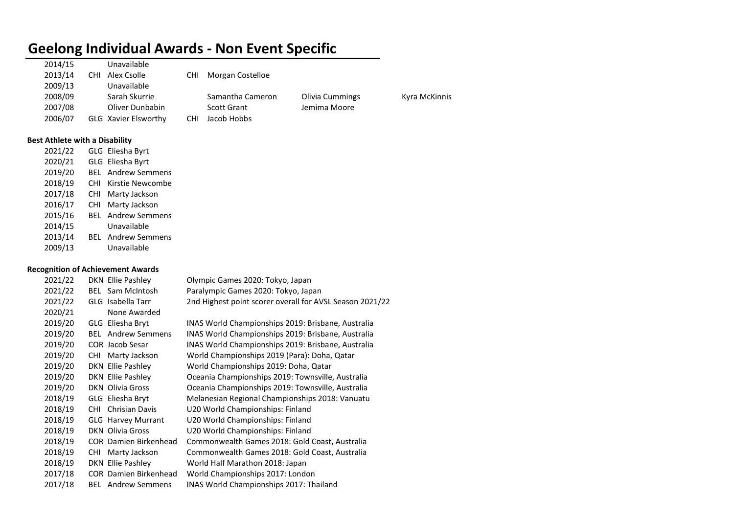# Geelong Individual Awards - Non Event Specific

| | | | | | | |
|---|---|---|---|---|---|---|
| 2014/15 | | Unavailable | | | | |
| 2013/14 | CHI | Alex Csolle | CHI | Morgan Costelloe | | |
| 2009/13 | | Unavailable | | | | |
| 2008/09 | | Sarah Skurrie | | Samantha Cameron | Olivia Cummings | Kyra McKinnis |
| 2007/08 | | Oliver Dunbabin | | Scott Grant | Jemima Moore | |
| 2006/07 | GLG | Xavier Elsworthy | CHI | Jacob Hobbs | | |

**Best Athlete with a Disability**

| | | |
|---|---|---|
| 2021/22 | GLG | Eliesha Byrt |
| 2020/21 | GLG | Eliesha Byrt |
| 2019/20 | BEL | Andrew Semmens |
| 2018/19 | CHI | Kirstie Newcombe |
| 2017/18 | CHI | Marty Jackson |
| 2016/17 | CHI | Marty Jackson |
| 2015/16 | BEL | Andrew Semmens |
| 2014/15 | | Unavailable |
| 2013/14 | BEL | Andrew Semmens |
| 2009/13 | | Unavailable |

**Recognition of Achievement Awards**

| | | | |
|---|---|---|---|
| 2021/22 | DKN | Ellie Pashley | Olympic Games 2020: Tokyo, Japan |
| 2021/22 | BEL | Sam McIntosh | Paralympic Games 2020: Tokyo, Japan |
| 2021/22 | GLG | Isabella Tarr | 2nd Highest point scorer overall for AVSL Season 2021/22 |
| 2020/21 | | None Awarded | |
| 2019/20 | GLG | Eliesha Bryt | INAS World Championships 2019: Brisbane, Australia |
| 2019/20 | BEL | Andrew Semmens | INAS World Championships 2019: Brisbane, Australia |
| 2019/20 | COR | Jacob Sesar | INAS World Championships 2019: Brisbane, Australia |
| 2019/20 | CHI | Marty Jackson | World Championships 2019 (Para): Doha, Qatar |
| 2019/20 | DKN | Ellie Pashley | World Championships 2019: Doha, Qatar |
| 2019/20 | DKN | Ellie Pashley | Oceania Championships 2019: Townsville, Australia |
| 2019/20 | DKN | Olivia Gross | Oceania Championships 2019: Townsville, Australia |
| 2018/19 | GLG | Eliesha Bryt | Melanesian Regional Championships 2018: Vanuatu |
| 2018/19 | CHI | Chrisian Davis | U20 World Championships: Finland |
| 2018/19 | GLG | Harvey Murrant | U20 World Championships: Finland |
| 2018/19 | DKN | Olivia Gross | U20 World Championships: Finland |
| 2018/19 | COR | Damien Birkenhead | Commonwealth Games 2018: Gold Coast, Australia |
| 2018/19 | CHI | Marty Jackson | Commonwealth Games 2018: Gold Coast, Australia |
| 2018/19 | DKN | Ellie Pashley | World Half Marathon 2018: Japan |
| 2017/18 | COR | Damien Birkenhead | World Championships 2017: London |
| 2017/18 | BEL | Andrew Semmens | INAS World Championships 2017: Thailand |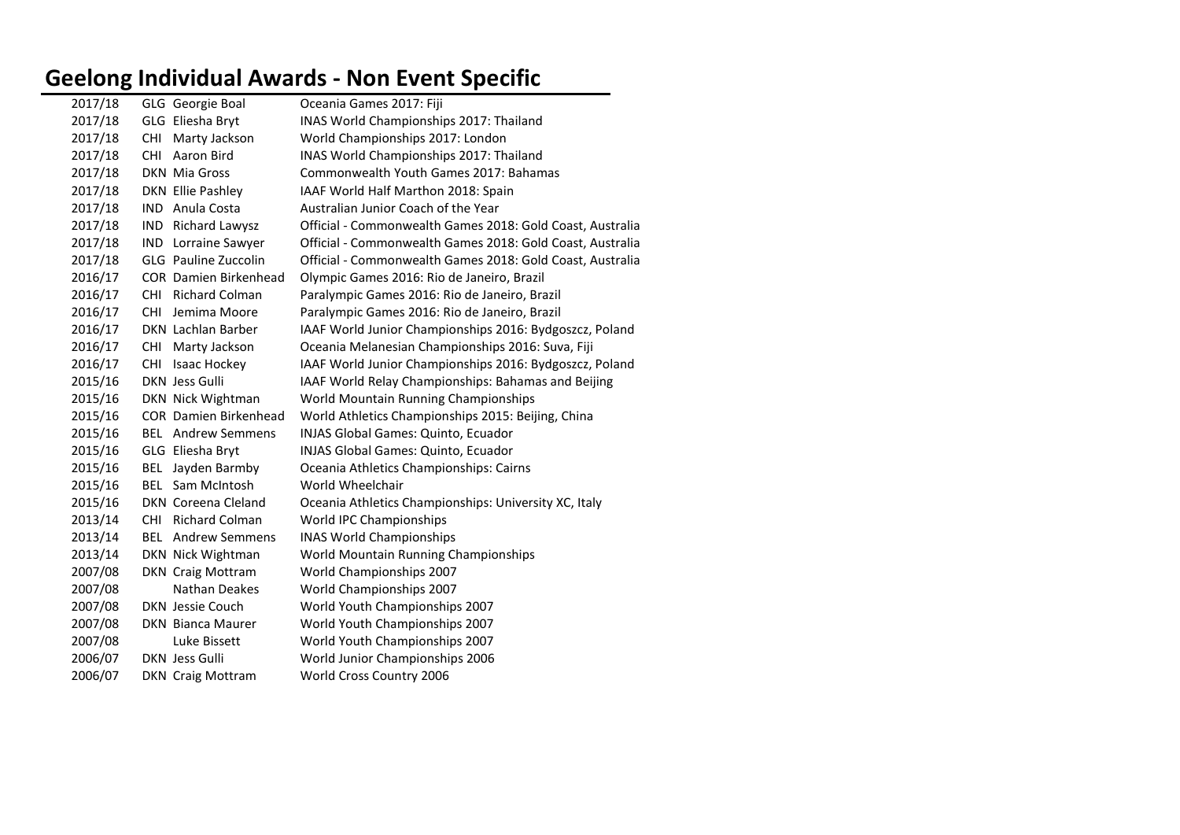# Geelong Individual Awards - Non Event Specific

| | | | |
|---|---|---|---|
| 2017/18 | GLG | Georgie Boal | Oceania Games 2017: Fiji |
| 2017/18 | GLG | Eliesha Bryt | INAS World Championships 2017: Thailand |
| 2017/18 | CHI | Marty Jackson | World Championships 2017: London |
| 2017/18 | CHI | Aaron Bird | INAS World Championships 2017: Thailand |
| 2017/18 | DKN | Mia Gross | Commonwealth Youth Games 2017: Bahamas |
| 2017/18 | DKN | Ellie Pashley | IAAF World Half Marthon 2018: Spain |
| 2017/18 | IND | Anula Costa | Australian Junior Coach of the Year |
| 2017/18 | IND | Richard Lawysz | Official - Commonwealth Games 2018: Gold Coast, Australia |
| 2017/18 | IND | Lorraine Sawyer | Official - Commonwealth Games 2018: Gold Coast, Australia |
| 2017/18 | GLG | Pauline Zuccolin | Official - Commonwealth Games 2018: Gold Coast, Australia |
| 2016/17 | COR | Damien Birkenhead | Olympic Games 2016: Rio de Janeiro, Brazil |
| 2016/17 | CHI | Richard Colman | Paralympic Games 2016: Rio de Janeiro, Brazil |
| 2016/17 | CHI | Jemima Moore | Paralympic Games 2016: Rio de Janeiro, Brazil |
| 2016/17 | DKN | Lachlan Barber | IAAF World Junior Championships 2016: Bydgoszcz, Poland |
| 2016/17 | CHI | Marty Jackson | Oceania Melanesian Championships 2016: Suva, Fiji |
| 2016/17 | CHI | Isaac Hockey | IAAF World Junior Championships 2016: Bydgoszcz, Poland |
| 2015/16 | DKN | Jess Gulli | IAAF World Relay Championships: Bahamas and Beijing |
| 2015/16 | DKN | Nick Wightman | World Mountain Running Championships |
| 2015/16 | COR | Damien Birkenhead | World Athletics Championships 2015: Beijing, China |
| 2015/16 | BEL | Andrew Semmens | INJAS Global Games: Quinto, Ecuador |
| 2015/16 | GLG | Eliesha Bryt | INJAS Global Games: Quinto, Ecuador |
| 2015/16 | BEL | Jayden Barmby | Oceania Athletics Championships: Cairns |
| 2015/16 | BEL | Sam McIntosh | World Wheelchair |
| 2015/16 | DKN | Coreena Cleland | Oceania Athletics Championships: University XC, Italy |
| 2013/14 | CHI | Richard Colman | World IPC Championships |
| 2013/14 | BEL | Andrew Semmens | INAS World Championships |
| 2013/14 | DKN | Nick Wightman | World Mountain Running Championships |
| 2007/08 | DKN | Craig Mottram | World Championships 2007 |
| 2007/08 | | Nathan Deakes | World Championships 2007 |
| 2007/08 | DKN | Jessie Couch | World Youth Championships 2007 |
| 2007/08 | DKN | Bianca Maurer | World Youth Championships 2007 |
| 2007/08 | | Luke Bissett | World Youth Championships 2007 |
| 2006/07 | DKN | Jess Gulli | World Junior Championships 2006 |
| 2006/07 | DKN | Craig Mottram | World Cross Country 2006 |